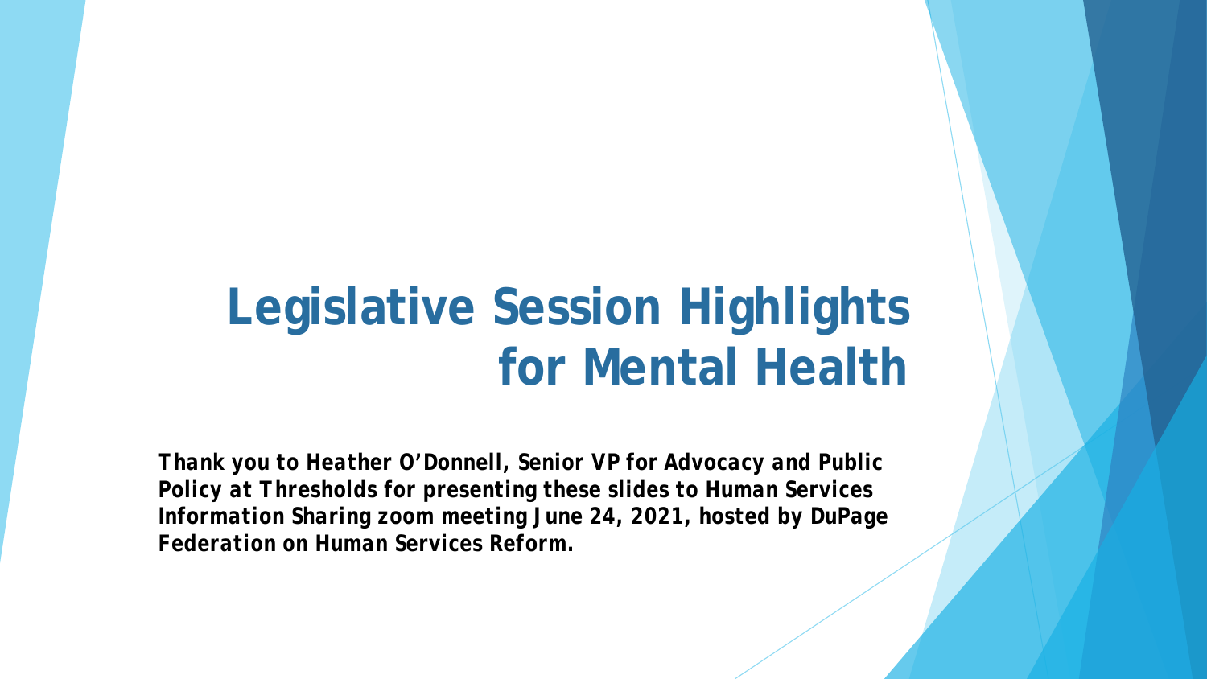# Legislative Session Highlights for Mental Health

***Thank you to Heather O'Donnell, Senior VP for Advocacy and Public Policy at Thresholds for presenting these slides to Human Services Information Sharing zoom meeting June 24, 2021, hosted by DuPage Federation on Human Services Reform.***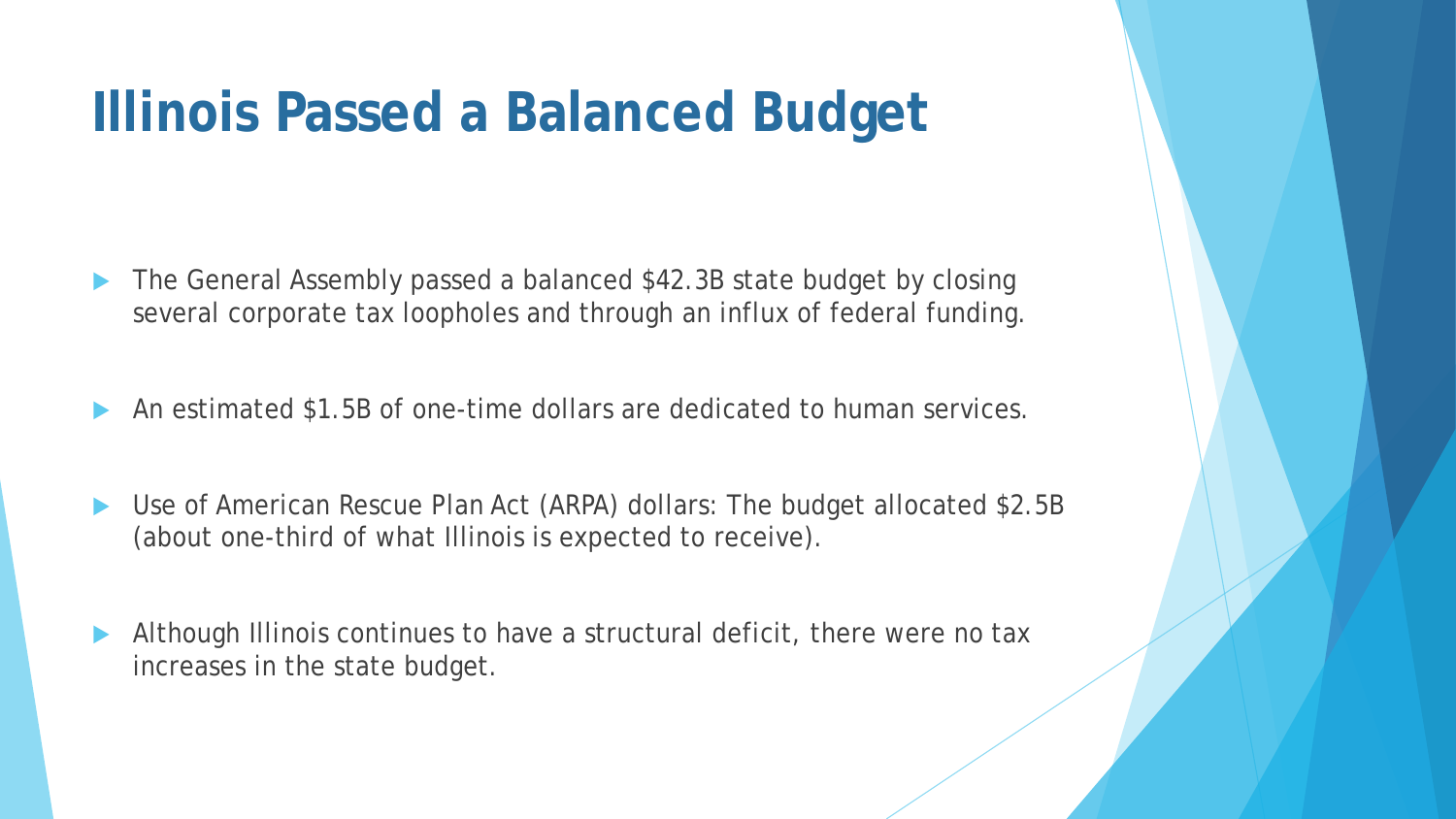# Illinois Passed a Balanced Budget

- The General Assembly passed a balanced $42.3B state budget by closing several corporate tax loopholes and through an influx of federal funding.
- An estimated $1.5B of one-time dollars are dedicated to human services.
- Use of American Rescue Plan Act (ARPA) dollars: The budget allocated $2.5B (about one-third of what Illinois is expected to receive).
- Although Illinois continues to have a structural deficit, there were no tax increases in the state budget.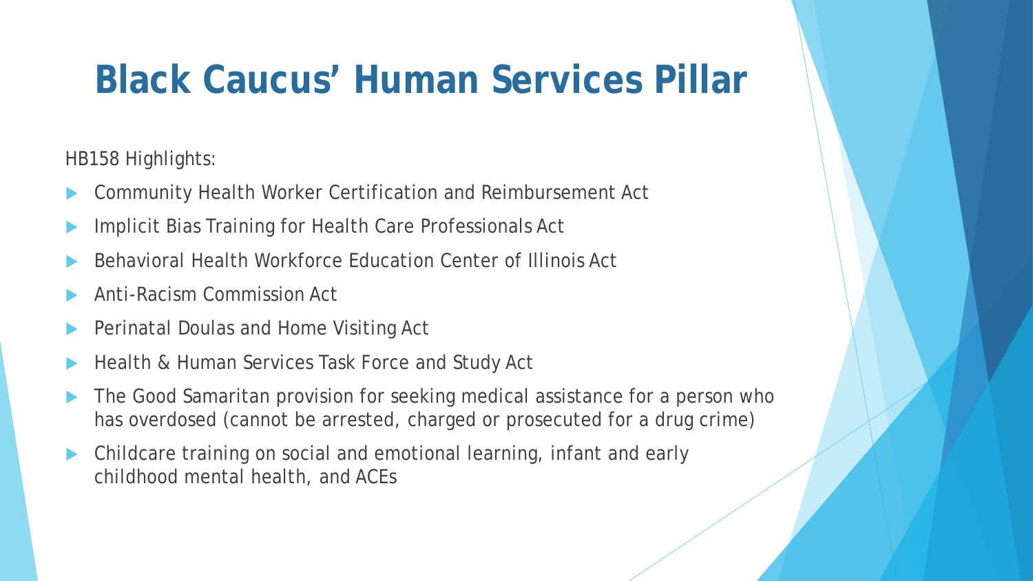# Black Caucus' Human Services Pillar

HB158 Highlights:

- Community Health Worker Certification and Reimbursement Act
- Implicit Bias Training for Health Care Professionals Act
- Behavioral Health Workforce Education Center of Illinois Act
- Anti-Racism Commission Act
- Perinatal Doulas and Home Visiting Act
- Health & Human Services Task Force and Study Act
- The Good Samaritan provision for seeking medical assistance for a person who has overdosed (cannot be arrested, charged or prosecuted for a drug crime)
- Childcare training on social and emotional learning, infant and early childhood mental health, and ACEs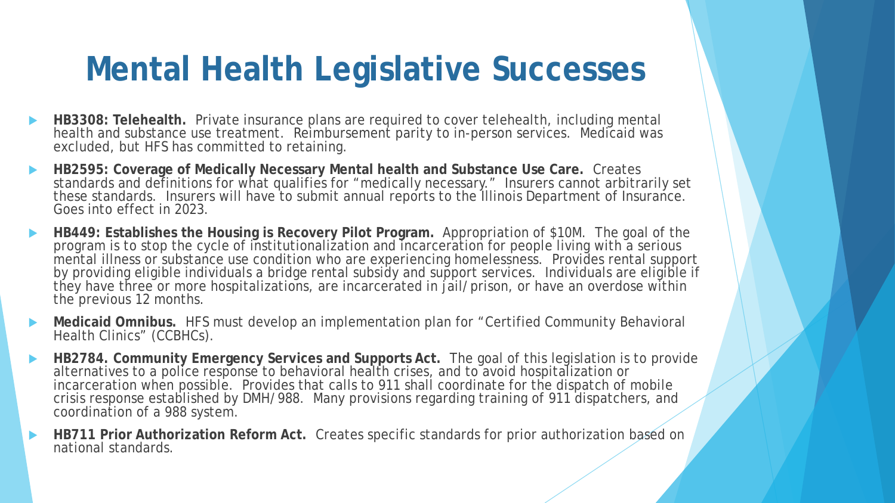# Mental Health Legislative Successes

- **HB3308: Telehealth.** Private insurance plans are required to cover telehealth, including mental health and substance use treatment. Reimbursement parity to in-person services. Medicaid was excluded, but HFS has committed to retaining.
- **HB2595: Coverage of Medically Necessary Mental health and Substance Use Care.** Creates standards and definitions for what qualifies for "medically necessary." Insurers cannot arbitrarily set these standards. Insurers will have to submit annual reports to the Illinois Department of Insurance. Goes into effect in 2023.
- **HB449: Establishes the Housing is Recovery Pilot Program.** Appropriation of $10M. The goal of the program is to stop the cycle of institutionalization and incarceration for people living with a serious mental illness or substance use condition who are experiencing homelessness. Provides rental support by providing eligible individuals a bridge rental subsidy and support services. Individuals are eligible if they have three or more hospitalizations, are incarcerated in jail/prison, or have an overdose within the previous 12 months.
- **Medicaid Omnibus.** HFS must develop an implementation plan for "Certified Community Behavioral Health Clinics" (CCBHCs).
- **HB2784. Community Emergency Services and Supports Act.** The goal of this legislation is to provide alternatives to a police response to behavioral health crises, and to avoid hospitalization or incarceration when possible. Provides that calls to 911 shall coordinate for the dispatch of mobile crisis response established by DMH/988. Many provisions regarding training of 911 dispatchers, and coordination of a 988 system.
- **HB711 Prior Authorization Reform Act.** Creates specific standards for prior authorization based on national standards.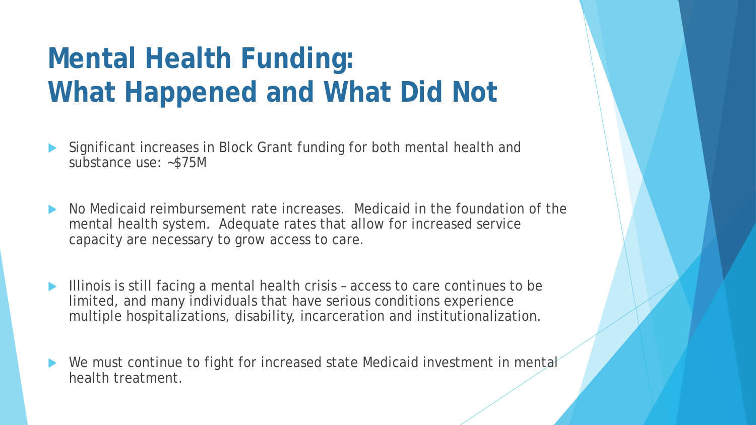# Mental Health Funding: What Happened and What Did Not

- Significant increases in Block Grant funding for both mental health and substance use: ~$75M
- No Medicaid reimbursement rate increases. Medicaid in the foundation of the mental health system. Adequate rates that allow for increased service capacity are necessary to grow access to care.
- Illinois is still facing a mental health crisis – access to care continues to be limited, and many individuals that have serious conditions experience multiple hospitalizations, disability, incarceration and institutionalization.
- We must continue to fight for increased state Medicaid investment in mental health treatment.